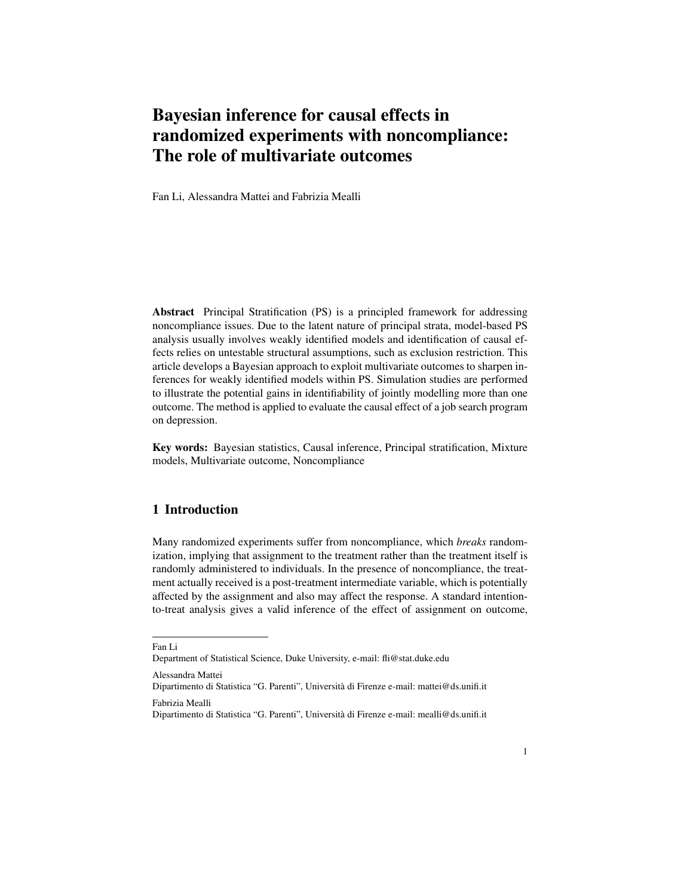# Bayesian inference for causal effects in randomized experiments with noncompliance: The role of multivariate outcomes

Fan Li, Alessandra Mattei and Fabrizia Mealli

**Abstract** Principal Stratification (PS) is a principled framework for addressing noncompliance issues. Due to the latent nature of principal strata, model-based PS analysis usually involves weakly identified models and identification of causal effects relies on untestable structural assumptions, such as exclusion restriction. This article develops a Bayesian approach to exploit multivariate outcomes to sharpen inferences for weakly identified models within PS. Simulation studies are performed to illustrate the potential gains in identifiability of jointly modelling more than one outcome. The method is applied to evaluate the causal effect of a job search program on depression.

**Key words:** Bayesian statistics, Causal inference, Principal stratification, Mixture models, Multivariate outcome, Noncompliance

## 1 Introduction

Many randomized experiments suffer from noncompliance, which *breaks* randomization, implying that assignment to the treatment rather than the treatment itself is randomly administered to individuals. In the presence of noncompliance, the treatment actually received is a post-treatment intermediate variable, which is potentially affected by the assignment and also may affect the response. A standard intention-to-treat analysis gives a valid inference of the effect of assignment on outcome,

---

Fan Li
Department of Statistical Science, Duke University, e-mail: fli@stat.duke.edu

Alessandra Mattei
Dipartimento di Statistica "G. Parenti", Università di Firenze e-mail: mattei@ds.unifi.it

Fabrizia Mealli
Dipartimento di Statistica "G. Parenti", Università di Firenze e-mail: mealli@ds.unifi.it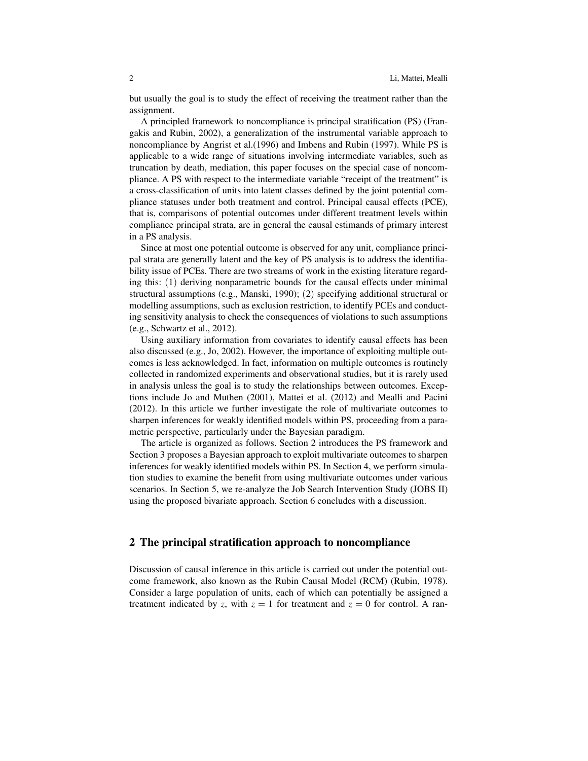but usually the goal is to study the effect of receiving the treatment rather than the assignment.

A principled framework to noncompliance is principal stratification (PS) (Frangakis and Rubin, 2002), a generalization of the instrumental variable approach to noncompliance by Angrist et al.(1996) and Imbens and Rubin (1997). While PS is applicable to a wide range of situations involving intermediate variables, such as truncation by death, mediation, this paper focuses on the special case of noncompliance. A PS with respect to the intermediate variable "receipt of the treatment" is a cross-classification of units into latent classes defined by the joint potential compliance statuses under both treatment and control. Principal causal effects (PCE), that is, comparisons of potential outcomes under different treatment levels within compliance principal strata, are in general the causal estimands of primary interest in a PS analysis.

Since at most one potential outcome is observed for any unit, compliance principal strata are generally latent and the key of PS analysis is to address the identifiability issue of PCEs. There are two streams of work in the existing literature regarding this: (1) deriving nonparametric bounds for the causal effects under minimal structural assumptions (e.g., Manski, 1990); (2) specifying additional structural or modelling assumptions, such as exclusion restriction, to identify PCEs and conducting sensitivity analysis to check the consequences of violations to such assumptions (e.g., Schwartz et al., 2012).

Using auxiliary information from covariates to identify causal effects has been also discussed (e.g., Jo, 2002). However, the importance of exploiting multiple outcomes is less acknowledged. In fact, information on multiple outcomes is routinely collected in randomized experiments and observational studies, but it is rarely used in analysis unless the goal is to study the relationships between outcomes. Exceptions include Jo and Muthen (2001), Mattei et al. (2012) and Mealli and Pacini (2012). In this article we further investigate the role of multivariate outcomes to sharpen inferences for weakly identified models within PS, proceeding from a parametric perspective, particularly under the Bayesian paradigm.

The article is organized as follows. Section 2 introduces the PS framework and Section 3 proposes a Bayesian approach to exploit multivariate outcomes to sharpen inferences for weakly identified models within PS. In Section 4, we perform simulation studies to examine the benefit from using multivariate outcomes under various scenarios. In Section 5, we re-analyze the Job Search Intervention Study (JOBS II) using the proposed bivariate approach. Section 6 concludes with a discussion.

## 2 The principal stratification approach to noncompliance

Discussion of causal inference in this article is carried out under the potential outcome framework, also known as the Rubin Causal Model (RCM) (Rubin, 1978). Consider a large population of units, each of which can potentially be assigned a treatment indicated by $z$, with $z = 1$ for treatment and $z = 0$ for control. A ran-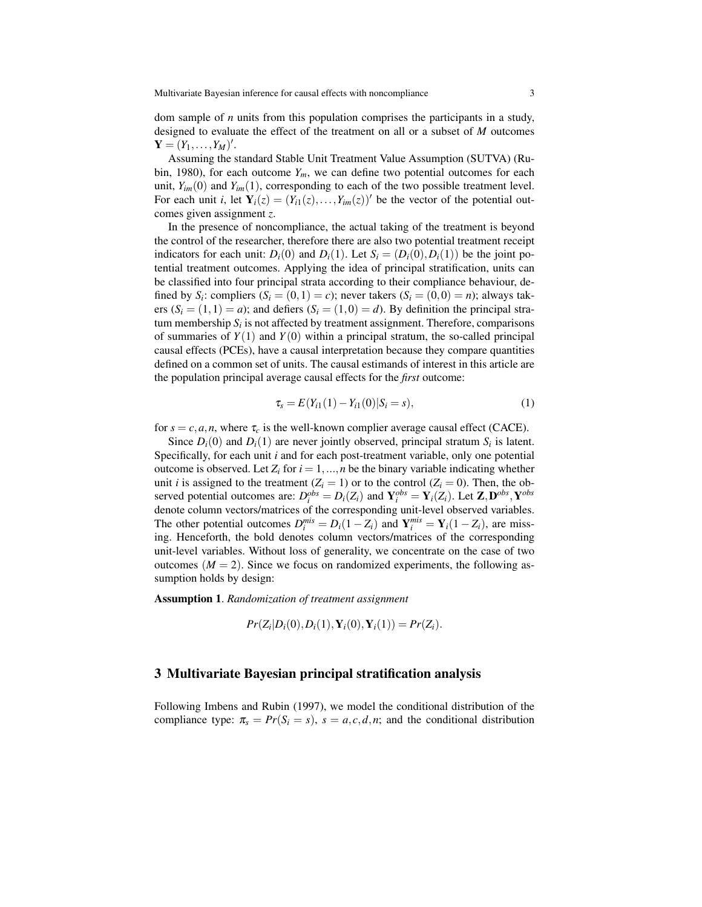dom sample of $n$ units from this population comprises the participants in a study, designed to evaluate the effect of the treatment on all or a subset of $M$ outcomes $\mathbf{Y} = (Y_1, \ldots, Y_M)'$.

Assuming the standard Stable Unit Treatment Value Assumption (SUTVA) (Rubin, 1980), for each outcome $Y_m$, we can define two potential outcomes for each unit, $Y_{im}(0)$ and $Y_{im}(1)$, corresponding to each of the two possible treatment level. For each unit $i$, let $\mathbf{Y}_i(z) = (Y_{i1}(z), \ldots, Y_{im}(z))'$ be the vector of the potential outcomes given assignment $z$.

In the presence of noncompliance, the actual taking of the treatment is beyond the control of the researcher, therefore there are also two potential treatment receipt indicators for each unit: $D_i(0)$ and $D_i(1)$. Let $S_i = (D_i(0), D_i(1))$ be the joint potential treatment outcomes. Applying the idea of principal stratification, units can be classified into four principal strata according to their compliance behaviour, defined by $S_i$: compliers ($S_i = (0,1) = c$); never takers ($S_i = (0,0) = n$); always takers ($S_i = (1,1) = a$); and defiers ($S_i = (1,0) = d$). By definition the principal stratum membership $S_i$ is not affected by treatment assignment. Therefore, comparisons of summaries of $Y(1)$ and $Y(0)$ within a principal stratum, the so-called principal causal effects (PCEs), have a causal interpretation because they compare quantities defined on a common set of units. The causal estimands of interest in this article are the population principal average causal effects for the *first* outcome:

$$\tau_s = E(Y_{i1}(1) - Y_{i1}(0) | S_i = s), \tag{1}$$

for $s = c, a, n$, where $\tau_c$ is the well-known complier average causal effect (CACE).

Since $D_i(0)$ and $D_i(1)$ are never jointly observed, principal stratum $S_i$ is latent. Specifically, for each unit $i$ and for each post-treatment variable, only one potential outcome is observed. Let $Z_i$ for $i = 1, \ldots, n$ be the binary variable indicating whether unit $i$ is assigned to the treatment ($Z_i = 1$) or to the control ($Z_i = 0$). Then, the observed potential outcomes are: $D_i^{obs} = D_i(Z_i)$ and $\mathbf{Y}_i^{obs} = \mathbf{Y}_i(Z_i)$. Let $\mathbf{Z}, \mathbf{D}^{obs}, \mathbf{Y}^{obs}$ denote column vectors/matrices of the corresponding unit-level observed variables. The other potential outcomes $D_i^{mis} = D_i(1 - Z_i)$ and $\mathbf{Y}_i^{mis} = \mathbf{Y}_i(1 - Z_i)$, are missing. Henceforth, the bold denotes column vectors/matrices of the corresponding unit-level variables. Without loss of generality, we concentrate on the case of two outcomes ($M = 2$). Since we focus on randomized experiments, the following assumption holds by design:

**Assumption 1**. *Randomization of treatment assignment*

$$Pr(Z_i | D_i(0), D_i(1), \mathbf{Y}_i(0), \mathbf{Y}_i(1)) = Pr(Z_i).$$

## 3 Multivariate Bayesian principal stratification analysis

Following Imbens and Rubin (1997), we model the conditional distribution of the compliance type: $\pi_s = Pr(S_i = s)$, $s = a, c, d, n$; and the conditional distribution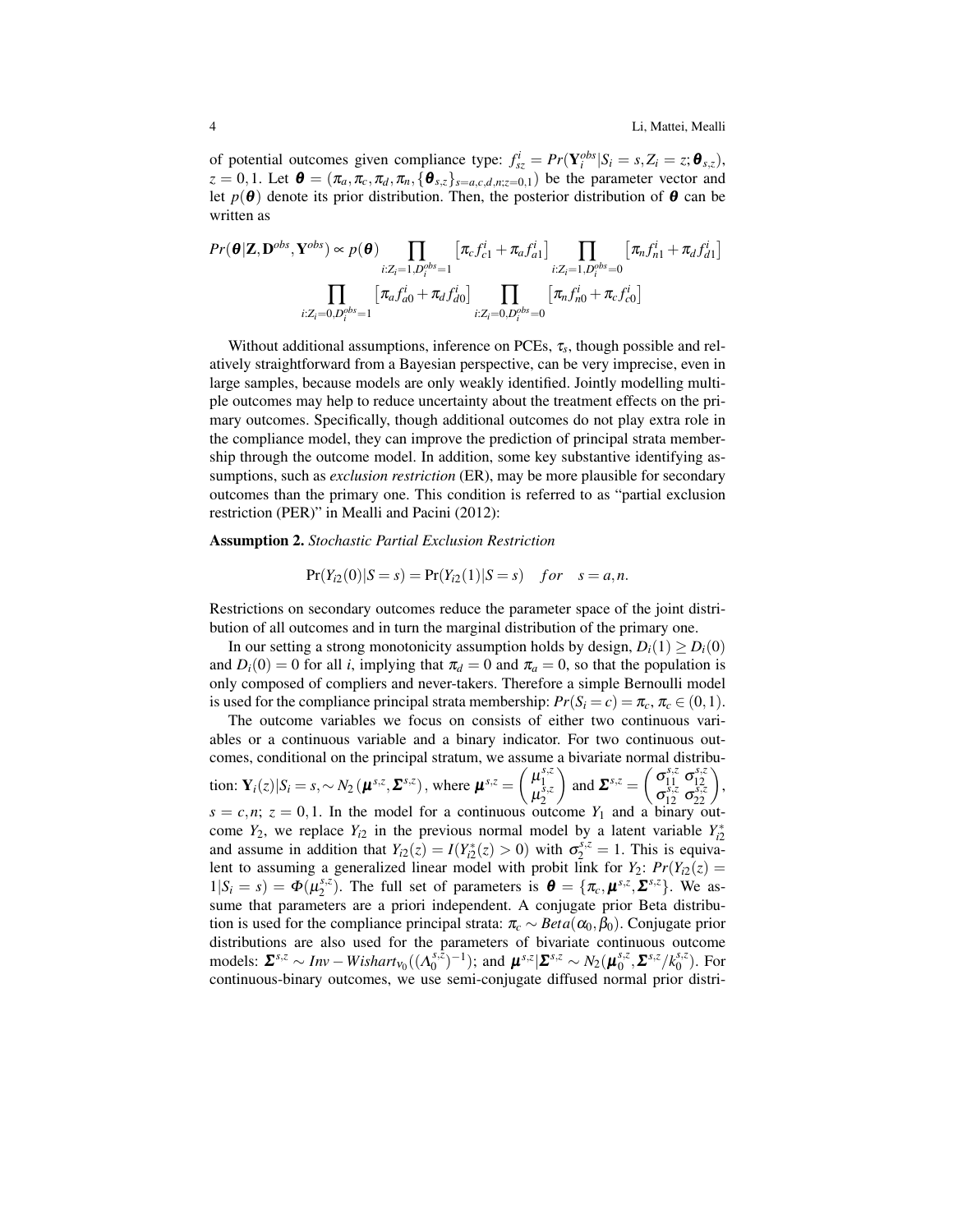of potential outcomes given compliance type: $f^i_{sz} = Pr(\mathbf{Y}^{obs}_i | S_i = s, Z_i = z; \boldsymbol{\theta}_{s,z})$, $z = 0,1$. Let $\boldsymbol{\theta} = (\pi_a, \pi_c, \pi_d, \pi_n, \{\boldsymbol{\theta}_{s,z}\}_{s=a,c,d,n;z=0,1})$ be the parameter vector and let $p(\boldsymbol{\theta})$ denote its prior distribution. Then, the posterior distribution of $\boldsymbol{\theta}$ can be written as

$$Pr(\boldsymbol{\theta}|\mathbf{Z}, \mathbf{D}^{obs}, \mathbf{Y}^{obs}) \propto p(\boldsymbol{\theta}) \prod_{i:Z_i=1, D^{obs}_i=1} \left[\pi_c f^i_{c1} + \pi_a f^i_{a1}\right] \prod_{i:Z_i=1, D^{obs}_i=0} \left[\pi_n f^i_{n1} + \pi_d f^i_{d1}\right]$$
$$\prod_{i:Z_i=0, D^{obs}_i=1} \left[\pi_a f^i_{a0} + \pi_d f^i_{d0}\right] \prod_{i:Z_i=0, D^{obs}_i=0} \left[\pi_n f^i_{n0} + \pi_c f^i_{c0}\right]$$

Without additional assumptions, inference on PCEs, $\tau_s$, though possible and relatively straightforward from a Bayesian perspective, can be very imprecise, even in large samples, because models are only weakly identified. Jointly modelling multiple outcomes may help to reduce uncertainty about the treatment effects on the primary outcomes. Specifically, though additional outcomes do not play extra role in the compliance model, they can improve the prediction of principal strata membership through the outcome model. In addition, some key substantive identifying assumptions, such as *exclusion restriction* (ER), may be more plausible for secondary outcomes than the primary one. This condition is referred to as "partial exclusion restriction (PER)" in Mealli and Pacini (2012):

**Assumption 2.** *Stochastic Partial Exclusion Restriction*

$$\Pr(Y_{i2}(0)|S = s) = \Pr(Y_{i2}(1)|S = s) \quad for \quad s = a, n.$$

Restrictions on secondary outcomes reduce the parameter space of the joint distribution of all outcomes and in turn the marginal distribution of the primary one.

In our setting a strong monotonicity assumption holds by design, $D_i(1) \geq D_i(0)$ and $D_i(0) = 0$ for all $i$, implying that $\pi_d = 0$ and $\pi_a = 0$, so that the population is only composed of compliers and never-takers. Therefore a simple Bernoulli model is used for the compliance principal strata membership: $Pr(S_i = c) = \pi_c$, $\pi_c \in (0,1)$.

The outcome variables we focus on consists of either two continuous variables or a continuous variable and a binary indicator. For two continuous outcomes, conditional on the principal stratum, we assume a bivariate normal distribution: $\mathbf{Y}_i(z)|S_i = s, \sim N_2\left(\boldsymbol{\mu}^{s,z}, \boldsymbol{\Sigma}^{s,z}\right)$, where $\boldsymbol{\mu}^{s,z} = \begin{pmatrix} \mu^{s,z}_1 \\ \mu^{s,z}_2 \end{pmatrix}$ and $\boldsymbol{\Sigma}^{s,z} = \begin{pmatrix} \sigma^{s,z}_{11} & \sigma^{s,z}_{12} \\ \sigma^{s,z}_{12} & \sigma^{s,z}_{22} \end{pmatrix}$, $s = c, n$; $z = 0, 1$. In the model for a continuous outcome $Y_1$ and a binary outcome $Y_2$, we replace $Y_{i2}$ in the previous normal model by a latent variable $Y^*_{i2}$ and assume in addition that $Y_{i2}(z) = I(Y^*_{i2}(z) > 0)$ with $\sigma^{s,z}_2 = 1$. This is equivalent to assuming a generalized linear model with probit link for $Y_2$: $Pr(Y_{i2}(z) = 1|S_i = s) = \Phi(\mu^{s,z}_2)$. The full set of parameters is $\boldsymbol{\theta} = \{\pi_c, \boldsymbol{\mu}^{s,z}, \boldsymbol{\Sigma}^{s,z}\}$. We assume that parameters are a priori independent. A conjugate prior Beta distribution is used for the compliance principal strata: $\pi_c \sim Beta(\alpha_0, \beta_0)$. Conjugate prior distributions are also used for the parameters of bivariate continuous outcome models: $\boldsymbol{\Sigma}^{s,z} \sim Inv-Wishart_{\nu_0}((\Lambda^{s,z}_0)^{-1})$; and $\boldsymbol{\mu}^{s,z}|\boldsymbol{\Sigma}^{s,z} \sim N_2(\boldsymbol{\mu}^{s,z}_0, \boldsymbol{\Sigma}^{s,z}/k^{s,z}_0)$. For continuous-binary outcomes, we use semi-conjugate diffused normal prior distri-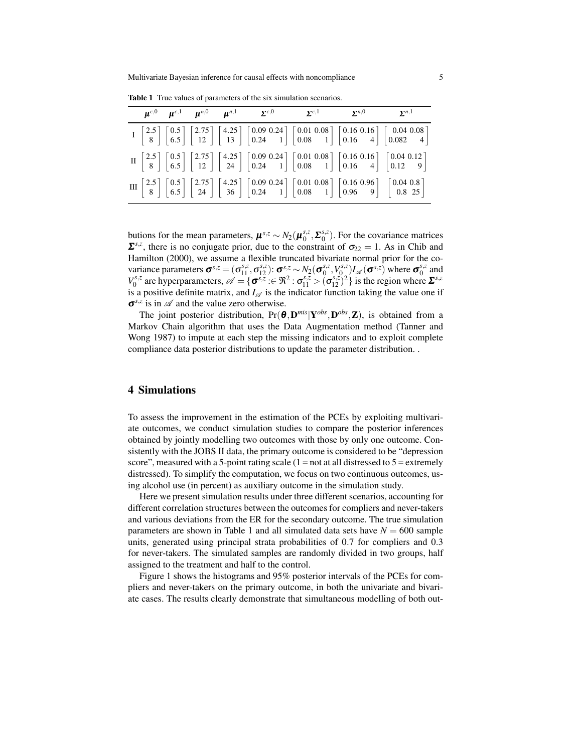**Table 1** True values of parameters of the six simulation scenarios.

| | $\boldsymbol{\mu}^{c,0}$ | $\boldsymbol{\mu}^{c,1}$ | $\boldsymbol{\mu}^{n,0}$ | $\boldsymbol{\mu}^{n,1}$ | $\boldsymbol{\Sigma}^{c,0}$ | $\boldsymbol{\Sigma}^{c,1}$ | $\boldsymbol{\Sigma}^{n,0}$ | $\boldsymbol{\Sigma}^{n,1}$ |
|---|---|---|---|---|---|---|---|---|
| I | $\begin{bmatrix} 2.5 \\ 8 \end{bmatrix}$ | $\begin{bmatrix} 0.5 \\ 6.5 \end{bmatrix}$ | $\begin{bmatrix} 2.75 \\ 12 \end{bmatrix}$ | $\begin{bmatrix} 4.25 \\ 13 \end{bmatrix}$ | $\begin{bmatrix} 0.09 & 0.24 \\ 0.24 & 1 \end{bmatrix}$ | $\begin{bmatrix} 0.01 & 0.08 \\ 0.08 & 1 \end{bmatrix}$ | $\begin{bmatrix} 0.16 & 0.16 \\ 0.16 & 4 \end{bmatrix}$ | $\begin{bmatrix} 0.04 & 0.08 \\ 0.082 & 4 \end{bmatrix}$ |
| II | $\begin{bmatrix} 2.5 \\ 8 \end{bmatrix}$ | $\begin{bmatrix} 0.5 \\ 6.5 \end{bmatrix}$ | $\begin{bmatrix} 2.75 \\ 12 \end{bmatrix}$ | $\begin{bmatrix} 4.25 \\ 24 \end{bmatrix}$ | $\begin{bmatrix} 0.09 & 0.24 \\ 0.24 & 1 \end{bmatrix}$ | $\begin{bmatrix} 0.01 & 0.08 \\ 0.08 & 1 \end{bmatrix}$ | $\begin{bmatrix} 0.16 & 0.16 \\ 0.16 & 4 \end{bmatrix}$ | $\begin{bmatrix} 0.04 & 0.12 \\ 0.12 & 9 \end{bmatrix}$ |
| III | $\begin{bmatrix} 2.5 \\ 8 \end{bmatrix}$ | $\begin{bmatrix} 0.5 \\ 6.5 \end{bmatrix}$ | $\begin{bmatrix} 2.75 \\ 24 \end{bmatrix}$ | $\begin{bmatrix} 4.25 \\ 36 \end{bmatrix}$ | $\begin{bmatrix} 0.09 & 0.24 \\ 0.24 & 1 \end{bmatrix}$ | $\begin{bmatrix} 0.01 & 0.08 \\ 0.08 & 1 \end{bmatrix}$ | $\begin{bmatrix} 0.16 & 0.96 \\ 0.96 & 9 \end{bmatrix}$ | $\begin{bmatrix} 0.04 & 0.8 \\ 0.8 & 25 \end{bmatrix}$ |

butions for the mean parameters, $\boldsymbol{\mu}^{s,z} \sim N_2(\boldsymbol{\mu}_0^{s,z}, \boldsymbol{\Sigma}_0^{s,z})$. For the covariance matrices $\boldsymbol{\Sigma}^{s,z}$, there is no conjugate prior, due to the constraint of $\sigma_{22} = 1$. As in Chib and Hamilton (2000), we assume a flexible truncated bivariate normal prior for the covariance parameters $\boldsymbol{\sigma}^{s,z} = (\sigma_{11}^{s,z}, \sigma_{12}^{s,z})$: $\boldsymbol{\sigma}^{s,z} \sim N_2(\boldsymbol{\sigma}_0^{s,z}, V_0^{s,z}) I_{\mathscr{A}}(\boldsymbol{\sigma}^{s,z})$ where $\boldsymbol{\sigma}_0^{s,z}$ and $V_0^{s,z}$ are hyperparameters, $\mathscr{A} = \{\boldsymbol{\sigma}^{s,z} :\in \Re^2 : \sigma_{11}^{s,z} > (\sigma_{12}^{s,z})^2\}$ is the region where $\boldsymbol{\Sigma}^{s,z}$ is a positive definite matrix, and $I_{\mathscr{A}}$ is the indicator function taking the value one if $\boldsymbol{\sigma}^{s,z}$ is in $\mathscr{A}$ and the value zero otherwise.

The joint posterior distribution, $\Pr(\boldsymbol{\theta}, \mathbf{D}^{mis} | \mathbf{Y}^{obs}, \mathbf{D}^{obs}, \mathbf{Z})$, is obtained from a Markov Chain algorithm that uses the Data Augmentation method (Tanner and Wong 1987) to impute at each step the missing indicators and to exploit complete compliance data posterior distributions to update the parameter distribution. .

## 4 Simulations

To assess the improvement in the estimation of the PCEs by exploiting multivariate outcomes, we conduct simulation studies to compare the posterior inferences obtained by jointly modelling two outcomes with those by only one outcome. Consistently with the JOBS II data, the primary outcome is considered to be "depression score", measured with a 5-point rating scale (1 = not at all distressed to 5 = extremely distressed). To simplify the computation, we focus on two continuous outcomes, using alcohol use (in percent) as auxiliary outcome in the simulation study.

Here we present simulation results under three different scenarios, accounting for different correlation structures between the outcomes for compliers and never-takers and various deviations from the ER for the secondary outcome. The true simulation parameters are shown in Table 1 and all simulated data sets have $N = 600$ sample units, generated using principal strata probabilities of 0.7 for compliers and 0.3 for never-takers. The simulated samples are randomly divided in two groups, half assigned to the treatment and half to the control.

Figure 1 shows the histograms and 95% posterior intervals of the PCEs for compliers and never-takers on the primary outcome, in both the univariate and bivariate cases. The results clearly demonstrate that simultaneous modelling of both out-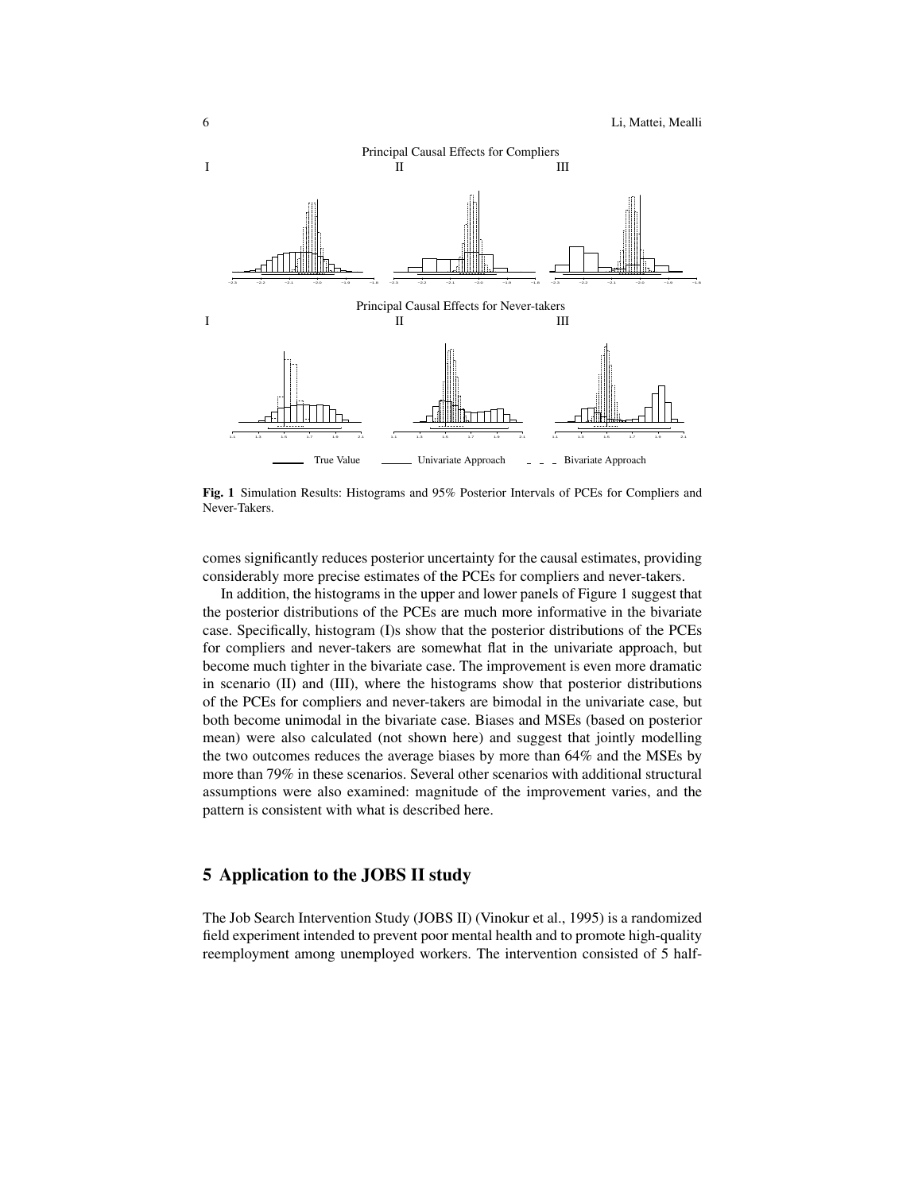**Fig. 1** Simulation Results: Histograms and 95% Posterior Intervals of PCEs for Compliers and Never-Takers.

comes significantly reduces posterior uncertainty for the causal estimates, providing considerably more precise estimates of the PCEs for compliers and never-takers.

In addition, the histograms in the upper and lower panels of Figure 1 suggest that the posterior distributions of the PCEs are much more informative in the bivariate case. Specifically, histogram (I)s show that the posterior distributions of the PCEs for compliers and never-takers are somewhat flat in the univariate approach, but become much tighter in the bivariate case. The improvement is even more dramatic in scenario (II) and (III), where the histograms show that posterior distributions of the PCEs for compliers and never-takers are bimodal in the univariate case, but both become unimodal in the bivariate case. Biases and MSEs (based on posterior mean) were also calculated (not shown here) and suggest that jointly modelling the two outcomes reduces the average biases by more than 64% and the MSEs by more than 79% in these scenarios. Several other scenarios with additional structural assumptions were also examined: magnitude of the improvement varies, and the pattern is consistent with what is described here.

## 5 Application to the JOBS II study

The Job Search Intervention Study (JOBS II) (Vinokur et al., 1995) is a randomized field experiment intended to prevent poor mental health and to promote high-quality reemployment among unemployed workers. The intervention consisted of 5 half-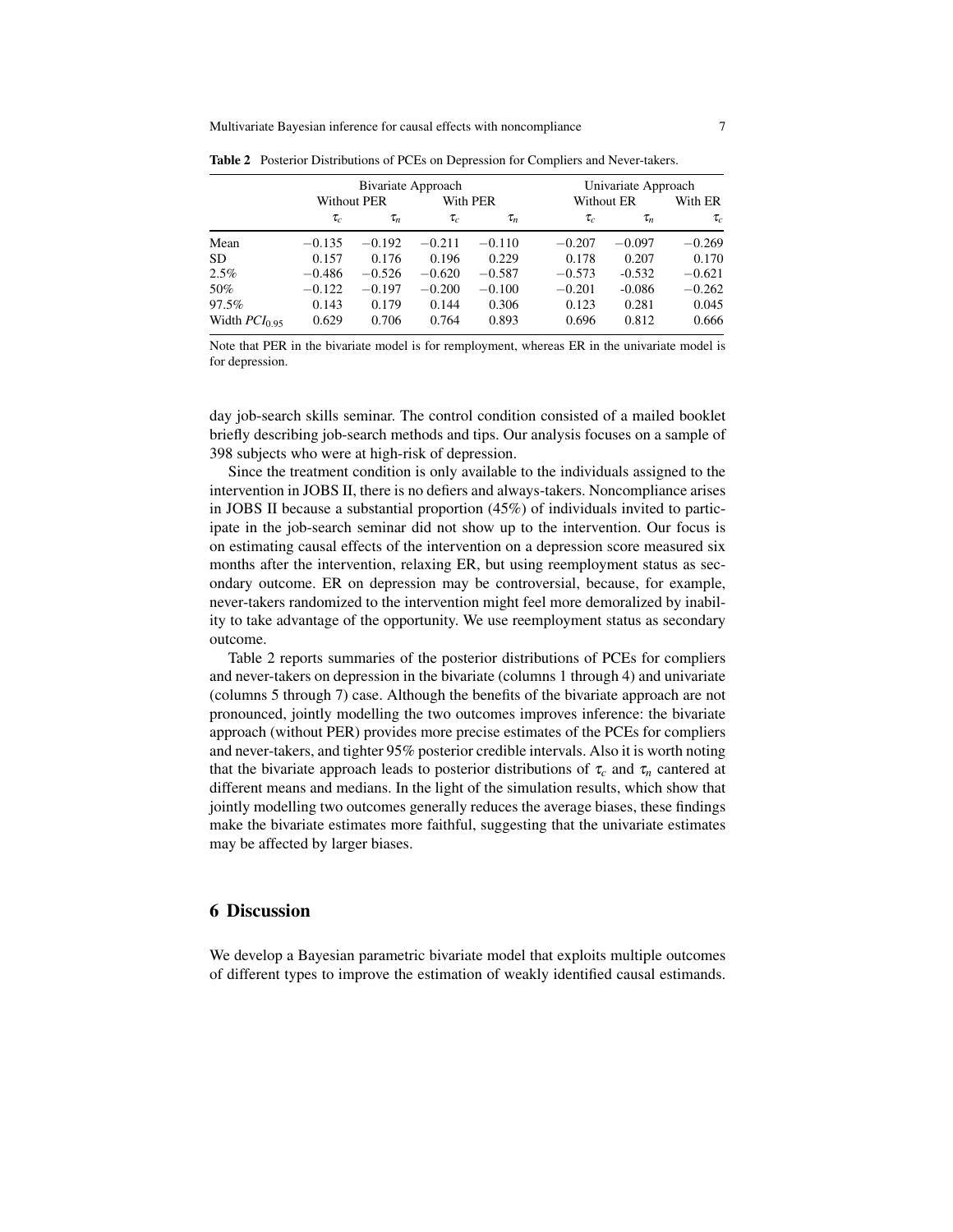**Table 2** Posterior Distributions of PCEs on Depression for Compliers and Never-takers.

| | Bivariate Approach | | | | Univariate Approach | | |
|---|---|---|---|---|---|---|---|
| | Without PER | | With PER | | Without ER | | With ER |
| | $\tau_c$ | $\tau_n$ | $\tau_c$ | $\tau_n$ | $\tau_c$ | $\tau_n$ | $\tau_c$ |
| Mean | $-0.135$ | $-0.192$ | $-0.211$ | $-0.110$ | $-0.207$ | $-0.097$ | $-0.269$ |
| SD | 0.157 | 0.176 | 0.196 | 0.229 | 0.178 | 0.207 | 0.170 |
| 2.5% | $-0.486$ | $-0.526$ | $-0.620$ | $-0.587$ | $-0.573$ | -0.532 | $-0.621$ |
| 50% | $-0.122$ | $-0.197$ | $-0.200$ | $-0.100$ | $-0.201$ | -0.086 | $-0.262$ |
| 97.5% | 0.143 | 0.179 | 0.144 | 0.306 | 0.123 | 0.281 | 0.045 |
| Width $PCI_{0.95}$ | 0.629 | 0.706 | 0.764 | 0.893 | 0.696 | 0.812 | 0.666 |

Note that PER in the bivariate model is for remployment, whereas ER in the univariate model is for depression.

day job-search skills seminar. The control condition consisted of a mailed booklet briefly describing job-search methods and tips. Our analysis focuses on a sample of 398 subjects who were at high-risk of depression.

Since the treatment condition is only available to the individuals assigned to the intervention in JOBS II, there is no defiers and always-takers. Noncompliance arises in JOBS II because a substantial proportion (45%) of individuals invited to participate in the job-search seminar did not show up to the intervention. Our focus is on estimating causal effects of the intervention on a depression score measured six months after the intervention, relaxing ER, but using reemployment status as secondary outcome. ER on depression may be controversial, because, for example, never-takers randomized to the intervention might feel more demoralized by inability to take advantage of the opportunity. We use reemployment status as secondary outcome.

Table 2 reports summaries of the posterior distributions of PCEs for compliers and never-takers on depression in the bivariate (columns 1 through 4) and univariate (columns 5 through 7) case. Although the benefits of the bivariate approach are not pronounced, jointly modelling the two outcomes improves inference: the bivariate approach (without PER) provides more precise estimates of the PCEs for compliers and never-takers, and tighter 95% posterior credible intervals. Also it is worth noting that the bivariate approach leads to posterior distributions of $\tau_c$ and $\tau_n$ cantered at different means and medians. In the light of the simulation results, which show that jointly modelling two outcomes generally reduces the average biases, these findings make the bivariate estimates more faithful, suggesting that the univariate estimates may be affected by larger biases.

## 6 Discussion

We develop a Bayesian parametric bivariate model that exploits multiple outcomes of different types to improve the estimation of weakly identified causal estimands.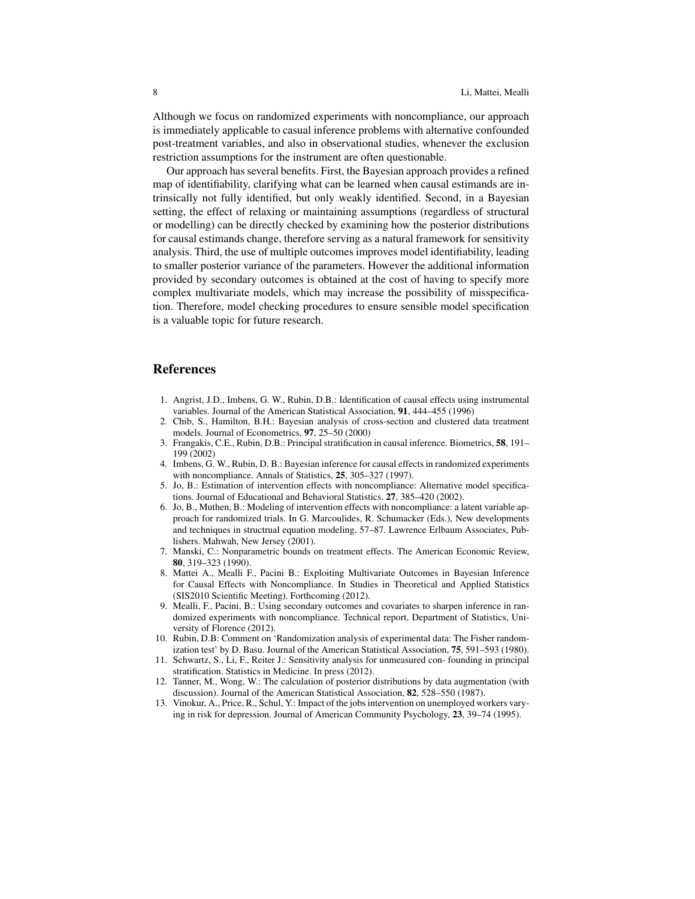Although we focus on randomized experiments with noncompliance, our approach is immediately applicable to casual inference problems with alternative confounded post-treatment variables, and also in observational studies, whenever the exclusion restriction assumptions for the instrument are often questionable.

Our approach has several benefits. First, the Bayesian approach provides a refined map of identifiability, clarifying what can be learned when causal estimands are intrinsically not fully identified, but only weakly identified. Second, in a Bayesian setting, the effect of relaxing or maintaining assumptions (regardless of structural or modelling) can be directly checked by examining how the posterior distributions for causal estimands change, therefore serving as a natural framework for sensitivity analysis. Third, the use of multiple outcomes improves model identifiability, leading to smaller posterior variance of the parameters. However the additional information provided by secondary outcomes is obtained at the cost of having to specify more complex multivariate models, which may increase the possibility of misspecification. Therefore, model checking procedures to ensure sensible model specification is a valuable topic for future research.

## References

1. Angrist, J.D., Imbens, G. W., Rubin, D.B.: Identification of causal effects using instrumental variables. Journal of the American Statistical Association, **91**, 444–455 (1996)
2. Chib, S., Hamilton, B.H.: Bayesian analysis of cross-section and clustered data treatment models. Journal of Econometrics, **97**, 25–50 (2000)
3. Frangakis, C.E., Rubin, D.B.: Principal stratification in causal inference. Biometrics, **58**, 191–199 (2002)
4. Imbens, G. W., Rubin, D. B.: Bayesian inference for causal effects in randomized experiments with noncompliance. Annals of Statistics, **25**, 305–327 (1997).
5. Jo, B.: Estimation of intervention effects with noncompliance: Alternative model specifications. Journal of Educational and Behavioral Statistics. **27**, 385–420 (2002).
6. Jo, B., Muthen, B.: Modeling of intervention effects with noncompliance: a latent variable approach for randomized trials. In G. Marcoulides, R. Schumacker (Eds.), New developments and techniques in structrual equation modeling, 57–87. Lawrence Erlbaum Associates, Publishers. Mahwah, New Jersey (2001).
7. Manski, C.: Nonparametric bounds on treatment effects. The American Economic Review, **80**, 319–323 (1990).
8. Mattei A., Mealli F., Pacini B.: Exploiting Multivariate Outcomes in Bayesian Inference for Causal Effects with Noncompliance. In Studies in Theoretical and Applied Statistics (SIS2010 Scientific Meeting). Forthcoming (2012).
9. Mealli, F., Pacini, B.: Using secondary outcomes and covariates to sharpen inference in randomized experiments with noncompliance. Technical report, Department of Statistics, University of Florence (2012).
10. Rubin, D.B: Comment on 'Randomization analysis of experimental data: The Fisher randomization test' by D. Basu. Journal of the American Statistical Association, **75**, 591–593 (1980).
11. Schwartz, S., Li, F., Reiter J.: Sensitivity analysis for unmeasured con- founding in principal stratification. Statistics in Medicine. In press (2012).
12. Tanner, M., Wong, W.: The calculation of posterior distributions by data augmentation (with discussion). Journal of the American Statistical Association, **82**, 528–550 (1987).
13. Vinokur, A., Price, R., Schul, Y.: Impact of the jobs intervention on unemployed workers varying in risk for depression. Journal of American Community Psychology, **23**, 39–74 (1995).